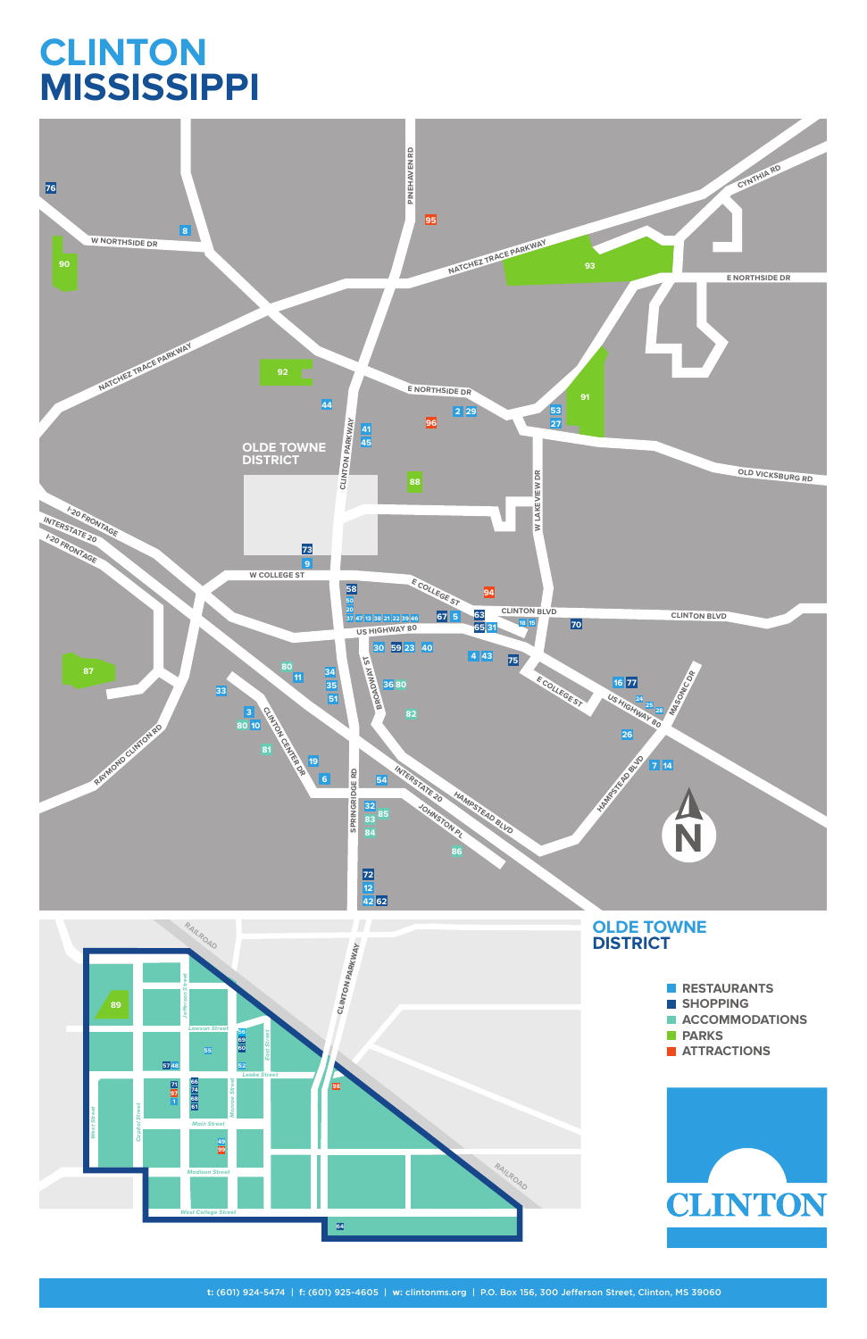# CLINTON MISSISSIPPI

## OLDE TOWNE DISTRICT

- RESTAURANTS
- SHOPPING
- ACCOMMODATIONS
- PARKS
- ATTRACTIONS

CLINTON

t: (601) 924-5474 | f: (601) 925-4605 | w: clintonms.org | P.O. Box 156, 300 Jefferson Street, Clinton, MS 39060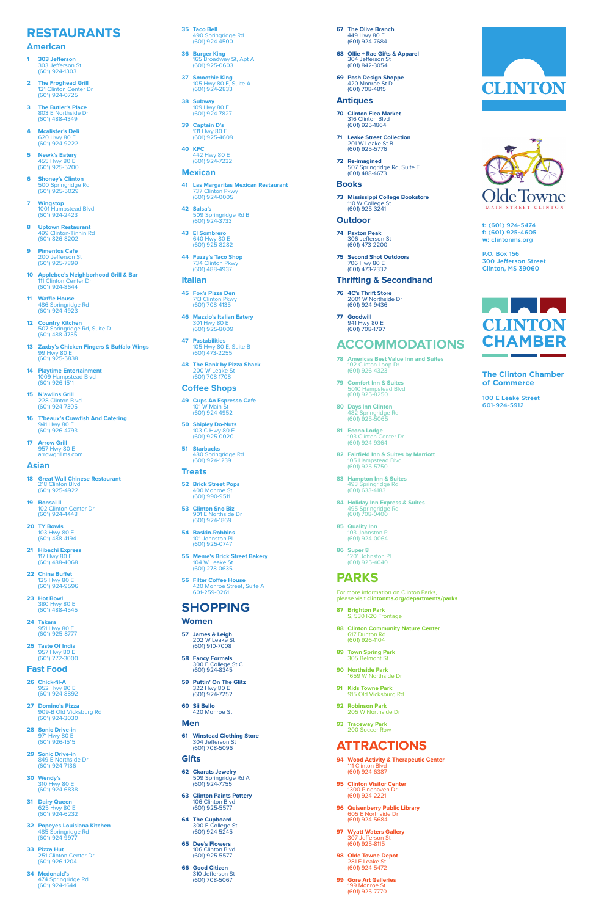# RESTAURANTS

## American

1. **303 Jefferson**
   303 Jefferson St
   (601) 924-1303
2. **The Froghead Grill**
   121 Clinton Center Dr
   (601) 924-0725
3. **The Butler's Place**
   803 E Northside Dr
   (601) 488-4349
4. **Mcalister's Deli**
   620 Hwy 80 E
   (601) 924-9222
5. **Newk's Eatery**
   455 Hwy 80 E
   (601) 925-5200
6. **Shoney's Clinton**
   500 Springridge Rd
   (601) 925-5029
7. **Wingstop**
   1001 Hampstead Blvd
   (601) 924-2423
8. **Uptown Restaurant**
   499 Clinton-Tinnin Rd
   (601) 826-8202
9. **Pimentos Cafe**
   200 Jefferson St
   (601) 925-7899
10. **Applebee's Neighborhood Grill & Bar**
    111 Clinton Center Dr
    (601) 924-8644
11. **Waffle House**
    486 Springridge Rd
    (601) 924-4923
12. **Country Kitchen**
    507 Springridge Rd, Suite D
    (601) 488-4735
13. **Zaxby's Chicken Fingers & Buffalo Wings**
    99 Hwy 80 E
    (601) 925-5838
14. **Playtime Entertainment**
    1009 Hampstead Blvd
    (601) 926-1511
15. **N'awlins Grill**
    228 Clinton Blvd
    (601) 924-7305
16. **T'beaux's Crawfish And Catering**
    941 Hwy 80 E
    (601) 926-4793
17. **Arrow Grill**
    957 Hwy 80 E
    arrowgrillms.com

## Asian

18. **Great Wall Chinese Restaurant**
    218 Clinton Blvd
    (601) 925-4922
19. **Bonsai II**
    102 Clinton Center Dr
    (601) 924-4448
20. **TY Bowls**
    103 Hwy 80 E
    (601) 488-4194
21. **Hibachi Express**
    117 Hwy 80 E
    (601) 488-4068
22. **China Buffet**
    125 Hwy 80 E
    (601) 924-9596
23. **Hot Bowl**
    380 Hwy 80 E
    (601) 488-4545
24. **Takara**
    951 Hwy 80 E
    (601) 925-8777
25. **Taste Of India**
    957 Hwy 80 E
    (601) 272-3000

## Fast Food

26. **Chick-fil-A**
    952 Hwy 80 E
    (601) 924-8892
27. **Domino's Pizza**
    909-B Old Vicksburg Rd
    (601) 924-3030
28. **Sonic Drive-in**
    971 Hwy 80 E
    (601) 926-1515
29. **Sonic Drive-in**
    849 E Northside Dr
    (601) 924-7136
30. **Wendy's**
    310 Hwy 80 E
    (601) 924-6838
31. **Dairy Queen**
    625 Hwy 80 E
    (601) 924-6232
32. **Popeyes Louisiana Kitchen**
    485 Springridge Rd
    (601) 924-9977
33. **Pizza Hut**
    251 Clinton Center Dr
    (601) 926-1204
34. **Mcdonald's**
    474 Springridge Rd
    (601) 924-1644
35. **Taco Bell**
    490 Springridge Rd
    (601) 924-4500
36. **Burger King**
    165 Broadway St, Apt A
    (601) 925-0603
37. **Smoothie King**
    105 Hwy 80 E, Suite A
    (601) 924-2833
38. **Subway**
    109 Hwy 80 E
    (601) 924-7827
39. **Captain D's**
    131 Hwy 80 E
    (601) 925-4609
40. **KFC**
    442 Hwy 80 E
    (601) 924-7232

## Mexican

41. **Las Margaritas Mexican Restaurant**
    737 Clinton Pkwy
    (601) 924-0005
42. **Salsa's**
    509 Springridge Rd B
    (601) 924-3733
43. **El Sombrero**
    640 Hwy 80 E
    (601) 925-8282
44. **Fuzzy's Taco Shop**
    734 Clinton Pkwy
    (601) 488-4937

## Italian

45. **Fox's Pizza Den**
    713 Clinton Pkwy
    (601) 708-4135
46. **Mazzio's Italian Eatery**
    301 Hwy 80 E
    (601) 925-8009
47. **Pastabilities**
    105 Hwy 80 E, Suite B
    (601) 473-2255
48. **The Bank by Pizza Shack**
    200 W Leake St
    (601) 708-1708

## Coffee Shops

49. **Cups An Espresso Cafe**
    101 W Main St
    (601) 924-4952
50. **Shipley Do-Nuts**
    103-C Hwy 80 E
    (601) 925-0020
51. **Starbucks**
    480 Springridge Rd
    (601) 924-1239

## Treats

52. **Brick Street Pops**
    400 Monroe St
    (601) 990-9511
53. **Clinton Sno Biz**
    901 E Northside Dr
    (601) 924-1869
54. **Baskin-Robbins**
    101 Johnston Pl
    (601) 925-0747
55. **Meme's Brick Street Bakery**
    104 W Leake St
    (601) 278-0635
56. **Filter Coffee House**
    420 Monroe Street, Suite A
    601-259-0261

# SHOPPING

## Women

57. **James & Leigh**
    202 W Leake St
    (601) 910-7008
58. **Fancy Formals**
    300 E College St C
    (601) 924-8345
59. **Puttin' On The Glitz**
    322 Hwy 80 E
    (601) 924-7252
60. **Sii Bello**
    420 Monroe St

## Men

61. **Winstead Clothing Store**
    304 Jefferson St
    (601) 708-5096

## Gifts

62. **Ckarats Jewelry**
    509 Springridge Rd A
    (601) 924-7755
63. **Clinton Paints Pottery**
    106 Clinton Blvd
    (601) 925-5577
64. **The Cupboard**
    300 E College St
    (601) 924-5245
65. **Dee's Flowers**
    106 Clinton Blvd
    (601) 925-5577
66. **Good Citizen**
    310 Jefferson St
    (601) 708-5067
67. **The Olive Branch**
    449 Hwy 80 E
    (601) 924-7684
68. **Ollie + Rae Gifts & Apparel**
    304 Jefferson St
    (601) 842-3054
69. **Posh Design Shoppe**
    420 Monroe St D
    (601) 708-4815

## Antiques

70. **Clinton Flea Market**
    316 Clinton Blvd
    (601) 925-1864
71. **Leake Street Collection**
    201 W Leake St B
    (601) 925-5776
72. **Re-imagined**
    507 Springridge Rd, Suite E
    (601) 488-4673

## Books

73. **Mississippi College Bookstore**
    110 W College St
    (601) 925-3241

## Outdoor

74. **Paxton Peak**
    306 Jefferson St
    (601) 473-2200
75. **Second Shot Outdoors**
    706 Hwy 80 E
    (601) 473-2332

## Thrifting & Secondhand

76. **4C's Thrift Store**
    2001 W Northside Dr
    (601) 924-9436
77. **Goodwill**
    941 Hwy 80 E
    (601) 708-1797

# ACCOMMODATIONS

78. **Americas Best Value Inn and Suites**
    102 Clinton Loop Dr
    (601) 926-4323
79. **Comfort Inn & Suites**
    5010 Hampstead Blvd
    (601) 925-8250
80. **Days Inn Clinton**
    482 Springridge Rd
    (601) 925-5065
81. **Econo Lodge**
    103 Clinton Center Dr
    (601) 924-9364
82. **Fairfield Inn & Suites by Marriott**
    105 Hampstead Blvd
    (601) 925-5750
83. **Hampton Inn & Suites**
    493 Springridge Rd
    (601) 633-4183
84. **Holiday Inn Express & Suites**
    495 Springridge Rd
    (601) 708-0400
85. **Quality Inn**
    103 Johnston Pl
    (601) 924-0064
86. **Super 8**
    1201 Johnston Pl
    (601) 925-4040

# PARKS

For more information on Clinton Parks, please visit **clintonms.org/departments/parks**

87. **Brighton Park**
    S. 530 I-20 Frontage
88. **Clinton Community Nature Center**
    617 Dunton Rd
    (601) 926-1104
89. **Town Spring Park**
    305 Belmont St
90. **Northside Park**
    1659 W Northside Dr
91. **Kids Towne Park**
    915 Old Vicksburg Rd
92. **Robinson Park**
    205 W Northside Dr
93. **Traceway Park**
    200 Soccer Row

# ATTRACTIONS

94. **Wood Activity & Therapeutic Center**
    111 Clinton Blvd
    (601) 924-6387
95. **Clinton Visitor Center**
    1300 Pinehaven Dr
    (601) 924-2221
96. **Quisenberry Public Library**
    605 E Northside Dr
    (601) 924-5684
97. **Wyatt Waters Gallery**
    307 Jefferson St
    (601) 925-8115
98. **Olde Towne Depot**
    281 E Leake St
    (601) 924-5472
99. **Gore Art Galleries**
    199 Monroe St
    (601) 925-7770

CLINTON

Olde Towne
MAIN STREET CLINTON

t: (601) 924-5474
f: (601) 925-4605
w: clintonms.org

P.O. Box 156
300 Jefferson Street
Clinton, MS 39060

CLINTON CHAMBER

**The Clinton Chamber of Commerce**

100 E Leake Street
601-924-5912